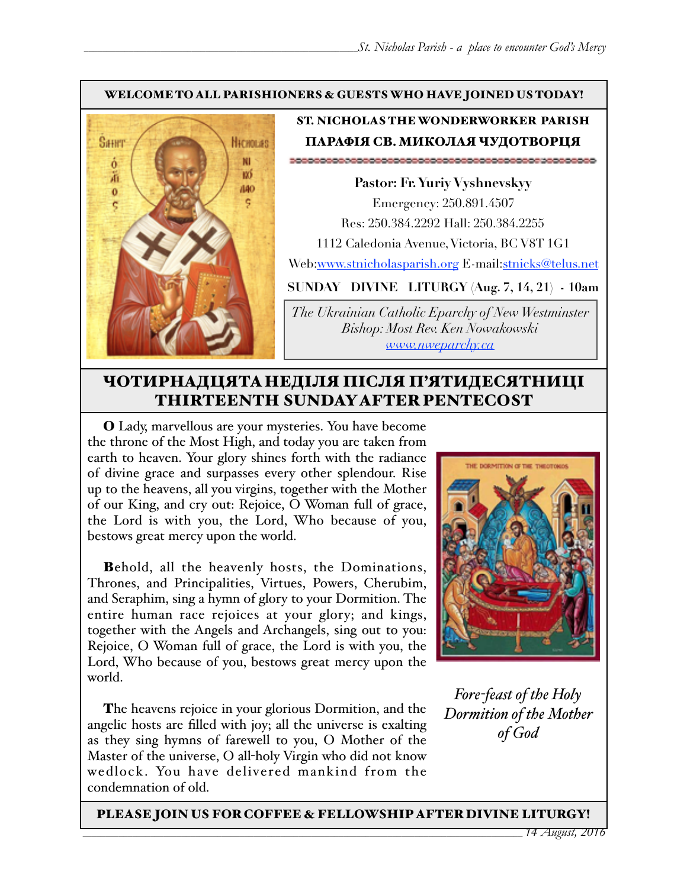**WELCOME TO ALL PARISHIONERS & GUESTS WHO HAVE JOINED US TODAY!**

## ST. NICHOLAS THE WONDERWORKER PARISH
## ПАРАФІЯ СВ. МИКОЛАЯ ЧУДОТВОРЦЯ

**Pastor: Fr. Yuriy Vyshnevskyy**

Emergency: 250.891.4507

Res: 250.384.2292 Hall: 250.384.2255

1112 Caledonia Avenue, Victoria, BC V8T 1G1

Web:[www.stnicholasparish.org](www.stnicholasparish.org) E-mail:[stnicks@telus.net](mailto:stnicks@telus.net)

**SUNDAY DIVINE LITURGY (Aug. 7, 14, 21) - 10am**

*The Ukrainian Catholic Eparchy of New Westminster*
*Bishop: Most Rev. Ken Nowakowski*
*[www.nweparchy.ca](www.nweparchy.ca)*

# ЧОТИРНАДЦЯТА НЕДІЛЯ ПІСЛЯ П'ЯТИДЕСЯТНИЦІ
# THIRTEENTH SUNDAY AFTER PENTECOST

**O** Lady, marvellous are your mysteries. You have become the throne of the Most High, and today you are taken from earth to heaven. Your glory shines forth with the radiance of divine grace and surpasses every other splendour. Rise up to the heavens, all you virgins, together with the Mother of our King, and cry out: Rejoice, O Woman full of grace, the Lord is with you, the Lord, Who because of you, bestows great mercy upon the world.

**B**ehold, all the heavenly hosts, the Dominations, Thrones, and Principalities, Virtues, Powers, Cherubim, and Seraphim, sing a hymn of glory to your Dormition. The entire human race rejoices at your glory; and kings, together with the Angels and Archangels, sing out to you: Rejoice, O Woman full of grace, the Lord is with you, the Lord, Who because of you, bestows great mercy upon the world.

**T**he heavens rejoice in your glorious Dormition, and the angelic hosts are filled with joy; all the universe is exalting as they sing hymns of farewell to you, O Mother of the Master of the universe, O all-holy Virgin who did not know wedlock. You have delivered mankind from the condemnation of old.

*Fore-feast of the Holy Dormition of the Mother of God*

**PLEASE JOIN US FOR COFFEE & FELLOWSHIP AFTER DIVINE LITURGY!**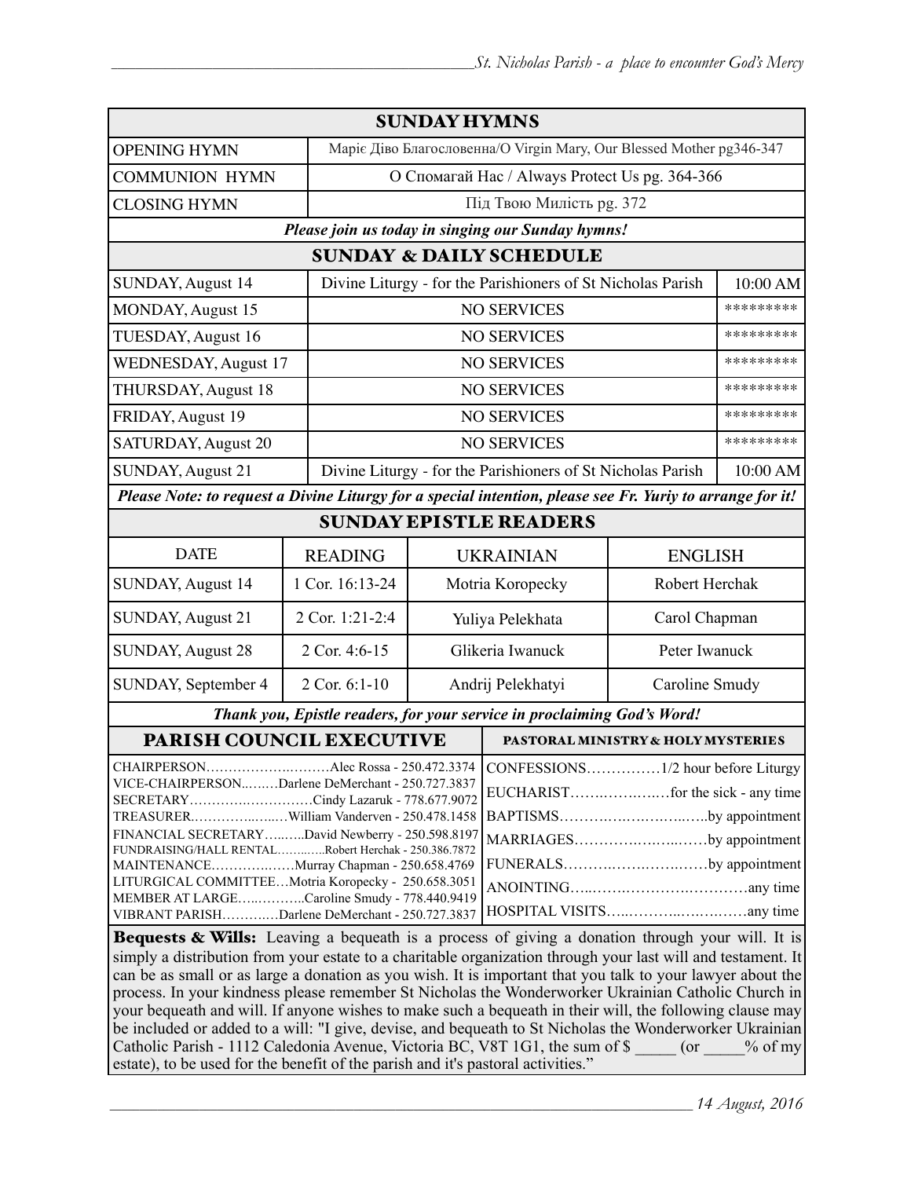## SUNDAY HYMNS

| | |
|---|---|
| OPENING HYMN | Марiє Дiво Благословенна/O Virgin Mary, Our Blessed Mother pg346-347 |
| COMMUNION HYMN | О Спомагай Нас / Always Protect Us pg. 364-366 |
| CLOSING HYMN | Пiд Твою Милiсть pg. 372 |

***Please join us today in singing our Sunday hymns!***

## SUNDAY & DAILY SCHEDULE

| | | |
|---|---|---|
| SUNDAY, August 14 | Divine Liturgy - for the Parishioners of St Nicholas Parish | 10:00 AM |
| MONDAY, August 15 | NO SERVICES | ********* |
| TUESDAY, August 16 | NO SERVICES | ********* |
| WEDNESDAY, August 17 | NO SERVICES | ********* |
| THURSDAY, August 18 | NO SERVICES | ********* |
| FRIDAY, August 19 | NO SERVICES | ********* |
| SATURDAY, August 20 | NO SERVICES | ********* |
| SUNDAY, August 21 | Divine Liturgy - for the Parishioners of St Nicholas Parish | 10:00 AM |

***Please Note: to request a Divine Liturgy for a special intention, please see Fr. Yuriy to arrange for it!***

## SUNDAY EPISTLE READERS

| DATE | READING | UKRAINIAN | ENGLISH |
|---|---|---|---|
| SUNDAY, August 14 | 1 Cor. 16:13-24 | Motria Koropecky | Robert Herchak |
| SUNDAY, August 21 | 2 Cor. 1:21-2:4 | Yuliya Pelekhata | Carol Chapman |
| SUNDAY, August 28 | 2 Cor. 4:6-15 | Glikeria Iwanuck | Peter Iwanuck |
| SUNDAY, September 4 | 2 Cor. 6:1-10 | Andrij Pelekhatyi | Caroline Smudy |

***Thank you, Epistle readers, for your service in proclaiming God's Word!***

## PARISH COUNCIL EXECUTIVE

CHAIRPERSON……………….………Alec Rossa - 250.472.3374
VICE-CHAIRPERSON..…..…Darlene DeMerchant - 250.727.3837
SECRETARY……………….………Cindy Lazaruk - 778.677.9072
TREASURER…………..…..…William Vanderven - 250.478.1458
FINANCIAL SECRETARY…..…..David Newberry - 250.598.8197
FUNDRAISING/HALL RENTAL………..Robert Herchak - 250.386.7872
MAINTENANCE……………..……Murray Chapman - 250.658.4769
LITURGICAL COMMITTEE…Motria Koropecky - 250.658.3051
MEMBER AT LARGE…..………..Caroline Smudy - 778.440.9419
VIBRANT PARISH…………Darlene DeMerchant - 250.727.3837

## PASTORAL MINISTRY & HOLY MYSTERIES

CONFESSIONS……………1/2 hour before Liturgy
EUCHARIST……..……..……for the sick - any time
BAPTISMS………..…………..…..by appointment
MARRIAGES…………..……..……by appointment
FUNERALS………..…….……..……by appointment
ANOINTING…..……..……………..…………any time
HOSPITAL VISITS…..………..……..……any time

**Bequests & Wills:** Leaving a bequeath is a process of giving a donation through your will. It is simply a distribution from your estate to a charitable organization through your last will and testament. It can be as small or as large a donation as you wish. It is important that you talk to your lawyer about the process. In your kindness please remember St Nicholas the Wonderworker Ukrainian Catholic Church in your bequeath and will. If anyone wishes to make such a bequeath in their will, the following clause may be included or added to a will: "I give, devise, and bequeath to St Nicholas the Wonderworker Ukrainian Catholic Parish - 1112 Caledonia Avenue, Victoria BC, V8T 1G1, the sum of $ _____ (or _____% of my estate), to be used for the benefit of the parish and it's pastoral activities."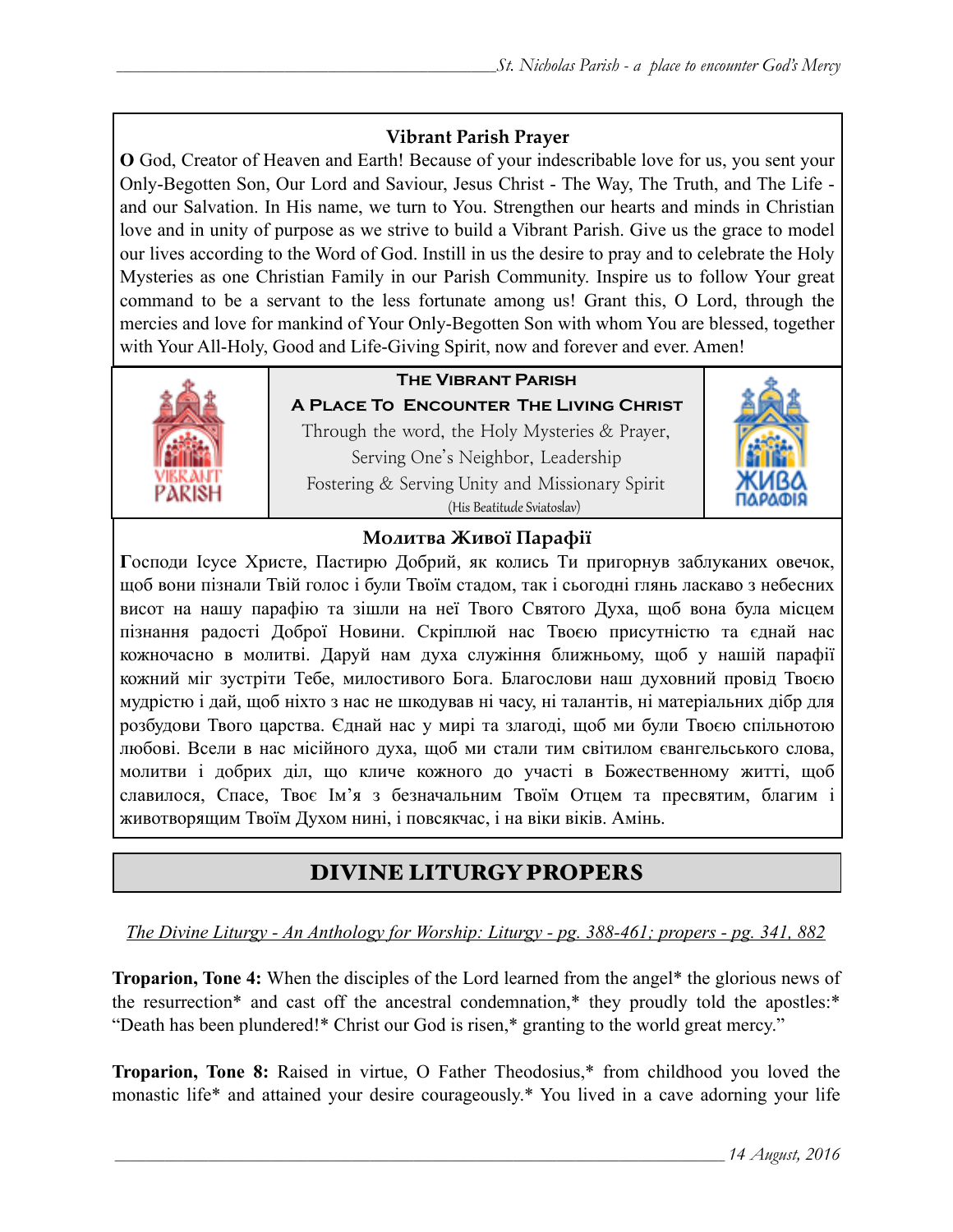## Vibrant Parish Prayer

**O** God, Creator of Heaven and Earth! Because of your indescribable love for us, you sent your Only-Begotten Son, Our Lord and Saviour, Jesus Christ - The Way, The Truth, and The Life - and our Salvation. In His name, we turn to You. Strengthen our hearts and minds in Christian love and in unity of purpose as we strive to build a Vibrant Parish. Give us the grace to model our lives according to the Word of God. Instill in us the desire to pray and to celebrate the Holy Mysteries as one Christian Family in our Parish Community. Inspire us to follow Your great command to be a servant to the less fortunate among us! Grant this, O Lord, through the mercies and love for mankind of Your Only-Begotten Son with whom You are blessed, together with Your All-Holy, Good and Life-Giving Spirit, now and forever and ever. Amen!

**THE VIBRANT PARISH**

**A PLACE TO ENCOUNTER THE LIVING CHRIST**

Through the word, the Holy Mysteries & Prayer,
Serving One's Neighbor, Leadership
Fostering & Serving Unity and Missionary Spirit
(His Beatitude Sviatoslav)

## Молитва Живої Парафії

**Г**осподи Ісусе Христе, Пастирю Добрий, як колись Ти пригорнув заблуканих овечок, щоб вони пізнали Твій голос і були Твоїм стадом, так і сьогодні глянь ласкаво з небесних висот на нашу парафію та зішли на неї Твого Святого Духа, щоб вона була місцем пізнання радості Доброї Новини. Скріплюй нас Твоєю присутністю та єднай нас кожночасно в молитві. Даруй нам духа служіння ближньому, щоб у нашій парафії кожний міг зустріти Тебе, милостивого Бога. Благослови наш духовний провід Твоєю мудрістю і дай, щоб ніхто з нас не шкодував ні часу, ні талантів, ні матеріальних дібр для розбудови Твого царства. Єднай нас у мирі та злагоді, щоб ми були Твоєю спільнотою любові. Всели в нас місійного духа, щоб ми стали тим світилом євангельського слова, молитви і добрих діл, що кличе кожного до участі в Божественному житті, щоб славилося, Спасе, Твоє Ім'я з безначальним Твоїм Отцем та пресвятим, благим і животворящим Твоїм Духом нині, і повсякчас, і на віки віків. Амінь.

# DIVINE LITURGY PROPERS

*The Divine Liturgy - An Anthology for Worship: Liturgy - pg. 388-461; propers - pg. 341, 882*

**Troparion, Tone 4:** When the disciples of the Lord learned from the angel* the glorious news of the resurrection* and cast off the ancestral condemnation,* they proudly told the apostles:* "Death has been plundered!* Christ our God is risen,* granting to the world great mercy."

**Troparion, Tone 8:** Raised in virtue, O Father Theodosius,* from childhood you loved the monastic life* and attained your desire courageously.* You lived in a cave adorning your life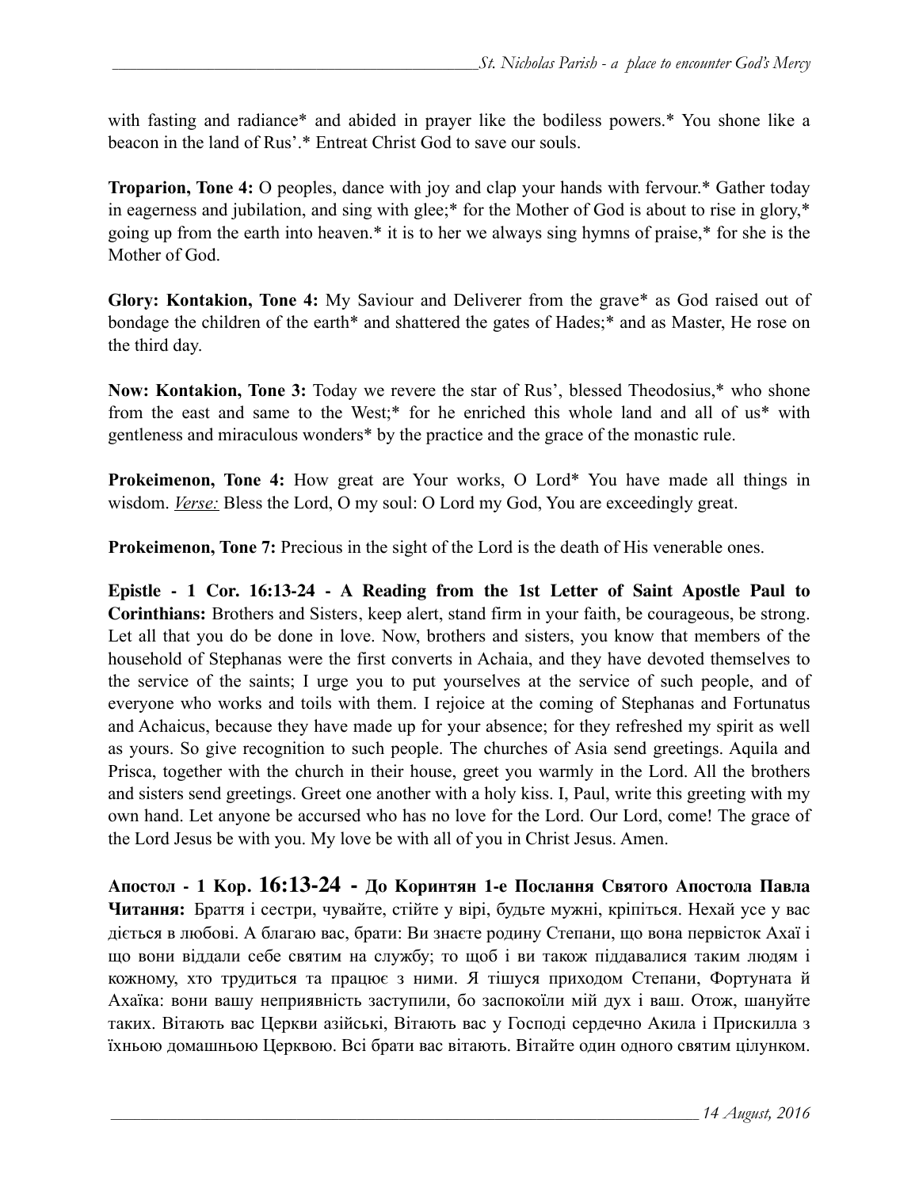with fasting and radiance* and abided in prayer like the bodiless powers.* You shone like a beacon in the land of Rus'.* Entreat Christ God to save our souls.

**Troparion, Tone 4:** O peoples, dance with joy and clap your hands with fervour.* Gather today in eagerness and jubilation, and sing with glee;* for the Mother of God is about to rise in glory,* going up from the earth into heaven.* it is to her we always sing hymns of praise,* for she is the Mother of God.

**Glory: Kontakion, Tone 4:** My Saviour and Deliverer from the grave* as God raised out of bondage the children of the earth* and shattered the gates of Hades;* and as Master, He rose on the third day.

**Now: Kontakion, Tone 3:** Today we revere the star of Rus', blessed Theodosius,* who shone from the east and same to the West;* for he enriched this whole land and all of us* with gentleness and miraculous wonders* by the practice and the grace of the monastic rule.

**Prokeimenon, Tone 4:** How great are Your works, O Lord* You have made all things in wisdom. *Verse:* Bless the Lord, O my soul: O Lord my God, You are exceedingly great.

**Prokeimenon, Tone 7:** Precious in the sight of the Lord is the death of His venerable ones.

**Epistle - 1 Cor. 16:13-24 - A Reading from the 1st Letter of Saint Apostle Paul to Corinthians:** Brothers and Sisters, keep alert, stand firm in your faith, be courageous, be strong. Let all that you do be done in love. Now, brothers and sisters, you know that members of the household of Stephanas were the first converts in Achaia, and they have devoted themselves to the service of the saints; I urge you to put yourselves at the service of such people, and of everyone who works and toils with them. I rejoice at the coming of Stephanas and Fortunatus and Achaicus, because they have made up for your absence; for they refreshed my spirit as well as yours. So give recognition to such people. The churches of Asia send greetings. Aquila and Prisca, together with the church in their house, greet you warmly in the Lord. All the brothers and sisters send greetings. Greet one another with a holy kiss. I, Paul, write this greeting with my own hand. Let anyone be accursed who has no love for the Lord. Our Lord, come! The grace of the Lord Jesus be with you. My love be with all of you in Christ Jesus. Amen.

**Апостол - 1 Кор. 16:13-24 - До Коринтян 1-е Послання Святого Апостола Павла Читання:** Браття і сестри, чувайте, стійте у вірі, будьте мужні, кріпіться. Нехай усе у вас діється в любові. А благаю вас, брати: Ви знаєте родину Степани, що вона первісток Ахаї і що вони віддали себе святим на службу; то щоб і ви також піддавалися таким людям і кожному, хто трудиться та працює з ними. Я тішуся приходом Степани, Фортуната й Ахаїка: вони вашу неприявність заступили, бо заспокоїли мій дух і ваш. Отож, шануйте таких. Вітають вас Церкви азійські, Вітають вас у Господі сердечно Акила і Прискилла з їхньою домашньою Церквою. Всі брати вас вітають. Вітайте один одного святим цілунком.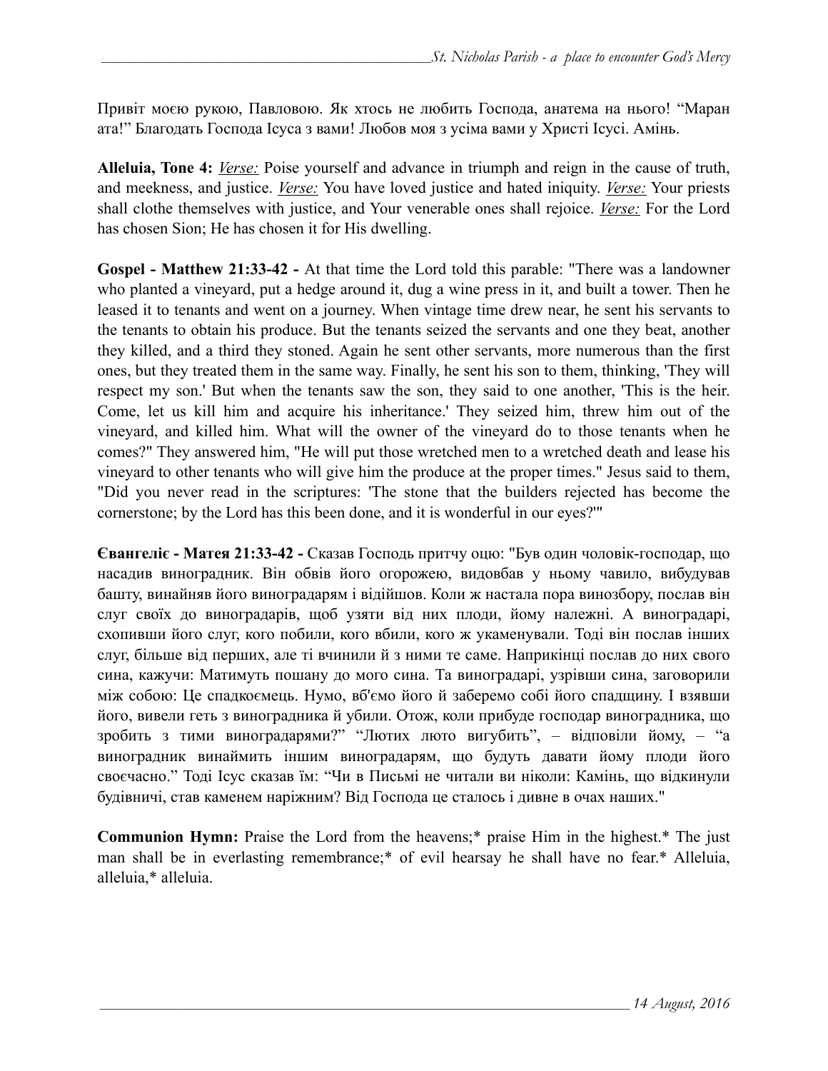Привіт моєю рукою, Павловою. Як хтось не любить Господа, анатема на нього! “Маран ата!” Благодать Господа Ісуса з вами! Любов моя з усіма вами у Христі Ісусі. Амінь.

**Alleluia, Tone 4:** _Verse:_ Poise yourself and advance in triumph and reign in the cause of truth, and meekness, and justice. _Verse:_ You have loved justice and hated iniquity. _Verse:_ Your priests shall clothe themselves with justice, and Your venerable ones shall rejoice. _Verse:_ For the Lord has chosen Sion; He has chosen it for His dwelling.

**Gospel - Matthew 21:33-42 -** At that time the Lord told this parable: "There was a landowner who planted a vineyard, put a hedge around it, dug a wine press in it, and built a tower. Then he leased it to tenants and went on a journey. When vintage time drew near, he sent his servants to the tenants to obtain his produce. But the tenants seized the servants and one they beat, another they killed, and a third they stoned. Again he sent other servants, more numerous than the first ones, but they treated them in the same way. Finally, he sent his son to them, thinking, 'They will respect my son.' But when the tenants saw the son, they said to one another, 'This is the heir. Come, let us kill him and acquire his inheritance.' They seized him, threw him out of the vineyard, and killed him. What will the owner of the vineyard do to those tenants when he comes?" They answered him, "He will put those wretched men to a wretched death and lease his vineyard to other tenants who will give him the produce at the proper times." Jesus said to them, "Did you never read in the scriptures: 'The stone that the builders rejected has become the cornerstone; by the Lord has this been done, and it is wonderful in our eyes?'"

**Євангеліє - Матея 21:33-42 -** Сказав Господь притчу оцю: "Був один чоловік-господар, що насадив виноградник. Він обвів його огорожею, видовбав у ньому чавило, вибудував башту, винайняв його виноградарям і відійшов. Коли ж настала пора винозбору, послав він слуг своїх до виноградарів, щоб узяти від них плоди, йому належні. А виноградарі, схопивши його слуг, кого побили, кого вбили, кого ж укаменували. Тоді він послав інших слуг, більше від перших, але ті вчинили й з ними те саме. Наприкінці послав до них свого сина, кажучи: Матимуть пошану до мого сина. Та виноградарі, узрівши сина, заговорили між собою: Це спадкоємець. Нумо, вб'ємо його й заберемо собі його спадщину. І взявши його, вивели геть з виноградника й убили. Отож, коли прибуде господар виноградника, що зробить з тими виноградарями?" "Лютих люто вигубить", – відповіли йому, – "а виноградник винаймить іншим виноградарям, що будуть давати йому плоди його своєчасно." Тоді Ісус сказав їм: "Чи в Письмі не читали ви ніколи: Камінь, що відкинули будівничі, став каменем наріжним? Від Господа це сталось і дивне в очах наших."

**Communion Hymn:** Praise the Lord from the heavens;* praise Him in the highest.* The just man shall be in everlasting remembrance;* of evil hearsay he shall have no fear.* Alleluia, alleluia,* alleluia.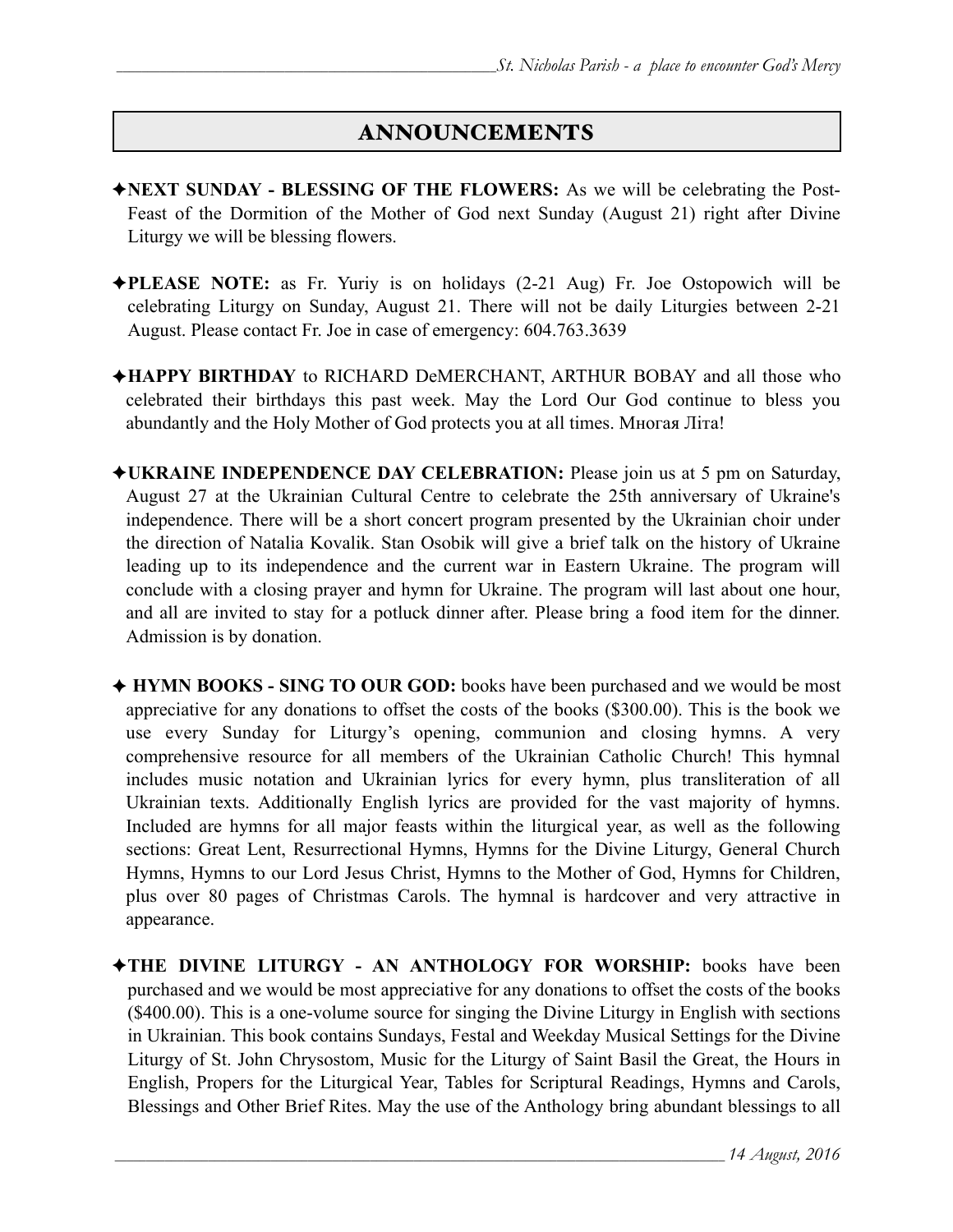## ANNOUNCEMENTS

✦**NEXT SUNDAY - BLESSING OF THE FLOWERS:** As we will be celebrating the Post-Feast of the Dormition of the Mother of God next Sunday (August 21) right after Divine Liturgy we will be blessing flowers.

✦**PLEASE NOTE:** as Fr. Yuriy is on holidays (2-21 Aug) Fr. Joe Ostopowich will be celebrating Liturgy on Sunday, August 21. There will not be daily Liturgies between 2-21 August. Please contact Fr. Joe in case of emergency: 604.763.3639

✦**HAPPY BIRTHDAY** to RICHARD DeMERCHANT, ARTHUR BOBAY and all those who celebrated their birthdays this past week. May the Lord Our God continue to bless you abundantly and the Holy Mother of God protects you at all times. Многая Літа!

✦**UKRAINE INDEPENDENCE DAY CELEBRATION:** Please join us at 5 pm on Saturday, August 27 at the Ukrainian Cultural Centre to celebrate the 25th anniversary of Ukraine's independence. There will be a short concert program presented by the Ukrainian choir under the direction of Natalia Kovalik. Stan Osobik will give a brief talk on the history of Ukraine leading up to its independence and the current war in Eastern Ukraine. The program will conclude with a closing prayer and hymn for Ukraine. The program will last about one hour, and all are invited to stay for a potluck dinner after. Please bring a food item for the dinner. Admission is by donation.

✦ **HYMN BOOKS - SING TO OUR GOD:** books have been purchased and we would be most appreciative for any donations to offset the costs of the books ($300.00). This is the book we use every Sunday for Liturgy's opening, communion and closing hymns. A very comprehensive resource for all members of the Ukrainian Catholic Church! This hymnal includes music notation and Ukrainian lyrics for every hymn, plus transliteration of all Ukrainian texts. Additionally English lyrics are provided for the vast majority of hymns. Included are hymns for all major feasts within the liturgical year, as well as the following sections: Great Lent, Resurrectional Hymns, Hymns for the Divine Liturgy, General Church Hymns, Hymns to our Lord Jesus Christ, Hymns to the Mother of God, Hymns for Children, plus over 80 pages of Christmas Carols. The hymnal is hardcover and very attractive in appearance.

✦**THE DIVINE LITURGY - AN ANTHOLOGY FOR WORSHIP:** books have been purchased and we would be most appreciative for any donations to offset the costs of the books ($400.00). This is a one-volume source for singing the Divine Liturgy in English with sections in Ukrainian. This book contains Sundays, Festal and Weekday Musical Settings for the Divine Liturgy of St. John Chrysostom, Music for the Liturgy of Saint Basil the Great, the Hours in English, Propers for the Liturgical Year, Tables for Scriptural Readings, Hymns and Carols, Blessings and Other Brief Rites. May the use of the Anthology bring abundant blessings to all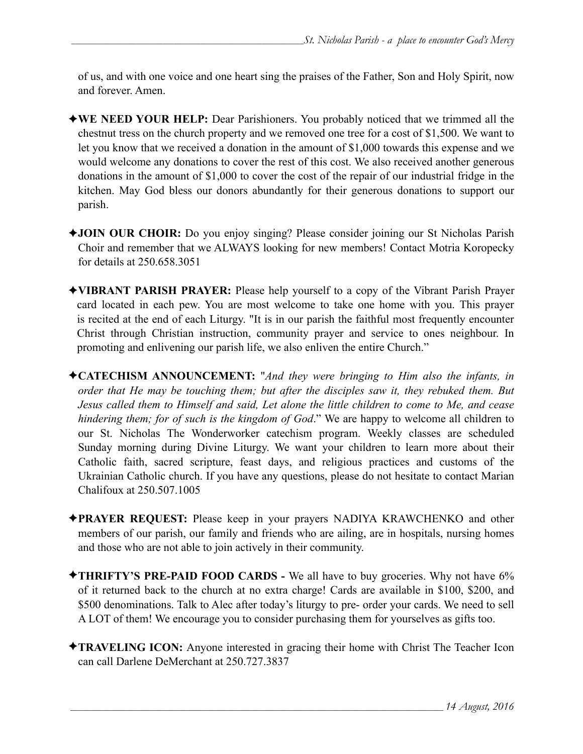of us, and with one voice and one heart sing the praises of the Father, Son and Holy Spirit, now and forever. Amen.

✦**WE NEED YOUR HELP:** Dear Parishioners. You probably noticed that we trimmed all the chestnut tress on the church property and we removed one tree for a cost of $1,500. We want to let you know that we received a donation in the amount of $1,000 towards this expense and we would welcome any donations to cover the rest of this cost. We also received another generous donations in the amount of $1,000 to cover the cost of the repair of our industrial fridge in the kitchen. May God bless our donors abundantly for their generous donations to support our parish.

✦**JOIN OUR CHOIR:** Do you enjoy singing? Please consider joining our St Nicholas Parish Choir and remember that we ALWAYS looking for new members! Contact Motria Koropecky for details at 250.658.3051

✦**VIBRANT PARISH PRAYER:** Please help yourself to a copy of the Vibrant Parish Prayer card located in each pew. You are most welcome to take one home with you. This prayer is recited at the end of each Liturgy. "It is in our parish the faithful most frequently encounter Christ through Christian instruction, community prayer and service to ones neighbour. In promoting and enlivening our parish life, we also enliven the entire Church."

✦**CATECHISM ANNOUNCEMENT:** "*And they were bringing to Him also the infants, in order that He may be touching them; but after the disciples saw it, they rebuked them. But Jesus called them to Himself and said, Let alone the little children to come to Me, and cease hindering them; for of such is the kingdom of God*." We are happy to welcome all children to our St. Nicholas The Wonderworker catechism program. Weekly classes are scheduled Sunday morning during Divine Liturgy. We want your children to learn more about their Catholic faith, sacred scripture, feast days, and religious practices and customs of the Ukrainian Catholic church. If you have any questions, please do not hesitate to contact Marian Chalifoux at 250.507.1005

✦**PRAYER REQUEST:** Please keep in your prayers NADIYA KRAWCHENKO and other members of our parish, our family and friends who are ailing, are in hospitals, nursing homes and those who are not able to join actively in their community.

✦**THRIFTY'S PRE-PAID FOOD CARDS -** We all have to buy groceries. Why not have 6% of it returned back to the church at no extra charge! Cards are available in $100, $200, and $500 denominations. Talk to Alec after today's liturgy to pre- order your cards. We need to sell A LOT of them! We encourage you to consider purchasing them for yourselves as gifts too.

✦**TRAVELING ICON:** Anyone interested in gracing their home with Christ The Teacher Icon can call Darlene DeMerchant at 250.727.3837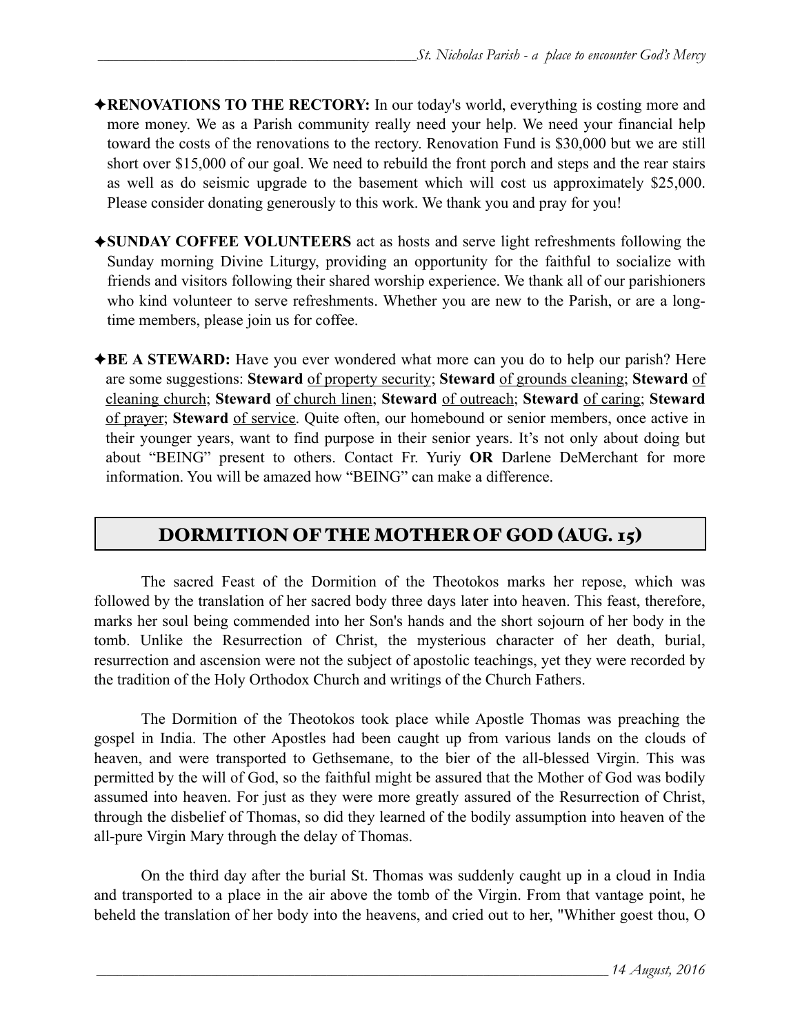✦**RENOVATIONS TO THE RECTORY:** In our today's world, everything is costing more and more money. We as a Parish community really need your help. We need your financial help toward the costs of the renovations to the rectory. Renovation Fund is $30,000 but we are still short over $15,000 of our goal. We need to rebuild the front porch and steps and the rear stairs as well as do seismic upgrade to the basement which will cost us approximately $25,000. Please consider donating generously to this work. We thank you and pray for you!

✦**SUNDAY COFFEE VOLUNTEERS** act as hosts and serve light refreshments following the Sunday morning Divine Liturgy, providing an opportunity for the faithful to socialize with friends and visitors following their shared worship experience. We thank all of our parishioners who kind volunteer to serve refreshments. Whether you are new to the Parish, or are a long-time members, please join us for coffee.

✦**BE A STEWARD:** Have you ever wondered what more can you do to help our parish? Here are some suggestions: **Steward** of property security; **Steward** of grounds cleaning; **Steward** of cleaning church; **Steward** of church linen; **Steward** of outreach; **Steward** of caring; **Steward** of prayer; **Steward** of service. Quite often, our homebound or senior members, once active in their younger years, want to find purpose in their senior years. It's not only about doing but about "BEING" present to others. Contact Fr. Yuriy **OR** Darlene DeMerchant for more information. You will be amazed how "BEING" can make a difference.

## DORMITION OF THE MOTHER OF GOD (AUG. 15)

The sacred Feast of the Dormition of the Theotokos marks her repose, which was followed by the translation of her sacred body three days later into heaven. This feast, therefore, marks her soul being commended into her Son's hands and the short sojourn of her body in the tomb. Unlike the Resurrection of Christ, the mysterious character of her death, burial, resurrection and ascension were not the subject of apostolic teachings, yet they were recorded by the tradition of the Holy Orthodox Church and writings of the Church Fathers.

The Dormition of the Theotokos took place while Apostle Thomas was preaching the gospel in India. The other Apostles had been caught up from various lands on the clouds of heaven, and were transported to Gethsemane, to the bier of the all-blessed Virgin. This was permitted by the will of God, so the faithful might be assured that the Mother of God was bodily assumed into heaven. For just as they were more greatly assured of the Resurrection of Christ, through the disbelief of Thomas, so did they learned of the bodily assumption into heaven of the all-pure Virgin Mary through the delay of Thomas.

On the third day after the burial St. Thomas was suddenly caught up in a cloud in India and transported to a place in the air above the tomb of the Virgin. From that vantage point, he beheld the translation of her body into the heavens, and cried out to her, "Whither goest thou, O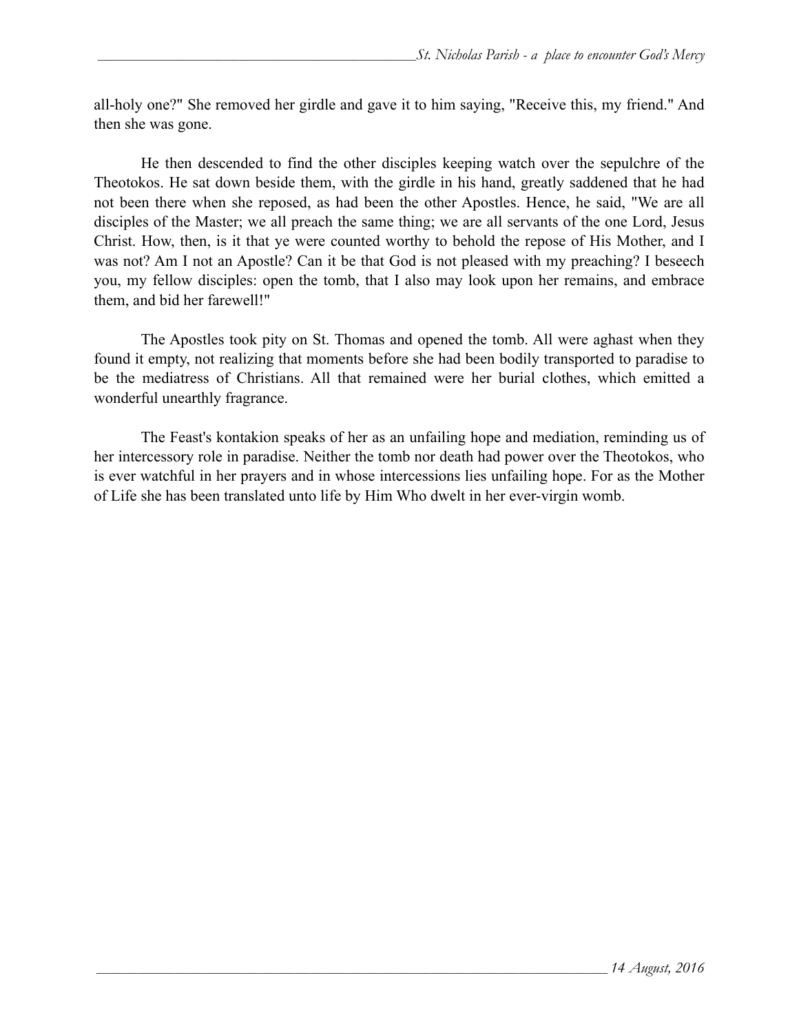all-holy one?" She removed her girdle and gave it to him saying, "Receive this, my friend." And then she was gone.

He then descended to find the other disciples keeping watch over the sepulchre of the Theotokos. He sat down beside them, with the girdle in his hand, greatly saddened that he had not been there when she reposed, as had been the other Apostles. Hence, he said, "We are all disciples of the Master; we all preach the same thing; we are all servants of the one Lord, Jesus Christ. How, then, is it that ye were counted worthy to behold the repose of His Mother, and I was not? Am I not an Apostle? Can it be that God is not pleased with my preaching? I beseech you, my fellow disciples: open the tomb, that I also may look upon her remains, and embrace them, and bid her farewell!"

The Apostles took pity on St. Thomas and opened the tomb. All were aghast when they found it empty, not realizing that moments before she had been bodily transported to paradise to be the mediatress of Christians. All that remained were her burial clothes, which emitted a wonderful unearthly fragrance.

The Feast's kontakion speaks of her as an unfailing hope and mediation, reminding us of her intercessory role in paradise. Neither the tomb nor death had power over the Theotokos, who is ever watchful in her prayers and in whose intercessions lies unfailing hope. For as the Mother of Life she has been translated unto life by Him Who dwelt in her ever-virgin womb.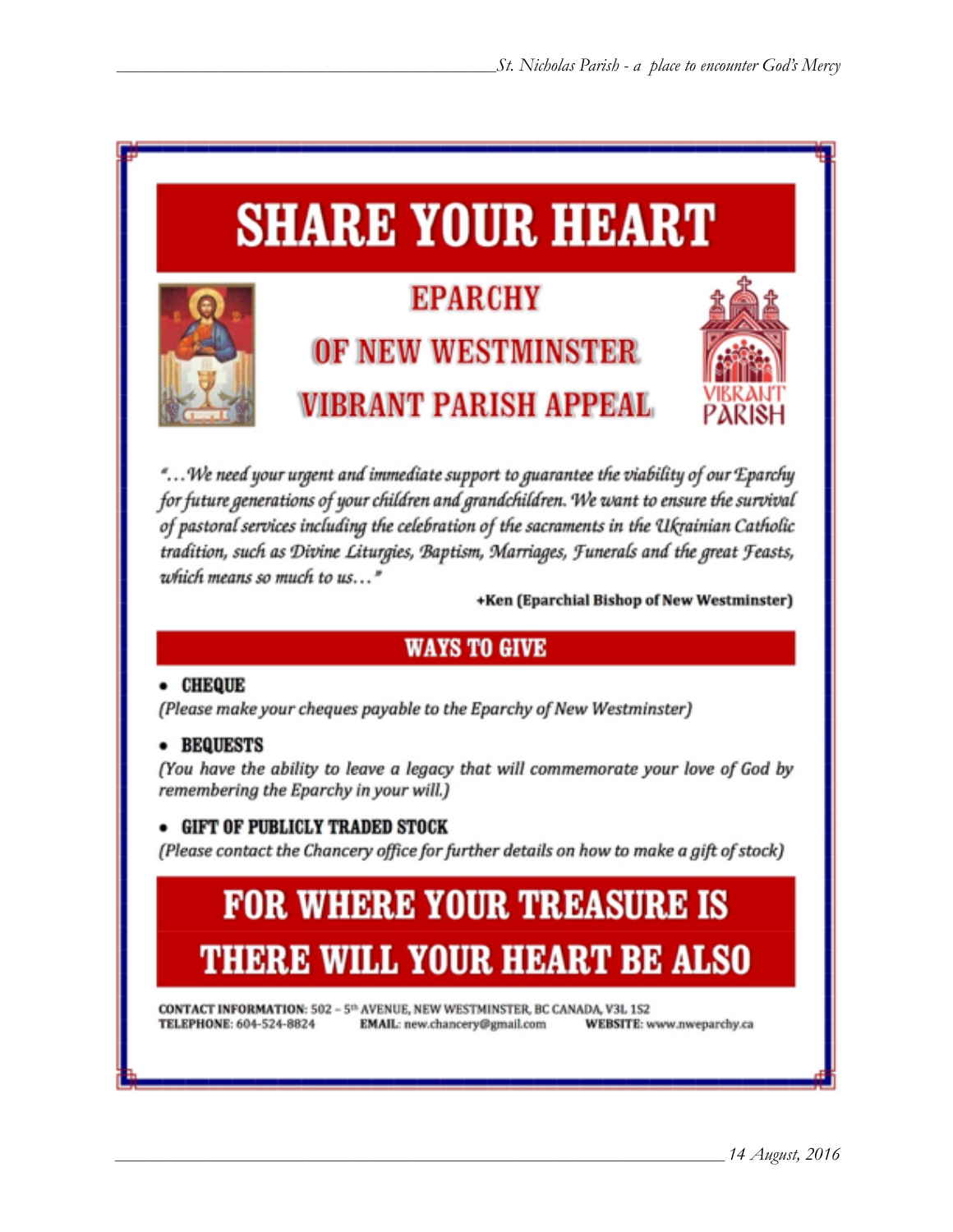# SHARE YOUR HEART

## EPARCHY OF NEW WESTMINSTER VIBRANT PARISH APPEAL

VIBRANT PARISH

*"…We need your urgent and immediate support to guarantee the viability of our Eparchy for future generations of your children and grandchildren. We want to ensure the survival of pastoral services including the celebration of the sacraments in the Ukrainian Catholic tradition, such as Divine Liturgies, Baptism, Marriages, Funerals and the great Feasts, which means so much to us…"*

**+Ken (Eparchial Bishop of New Westminster)**

## WAYS TO GIVE

- **CHEQUE**

*(Please make your cheques payable to the Eparchy of New Westminster)*

- **BEQUESTS**

*(You have the ability to leave a legacy that will commemorate your love of God by remembering the Eparchy in your will.)*

- **GIFT OF PUBLICLY TRADED STOCK**

*(Please contact the Chancery office for further details on how to make a gift of stock)*

## FOR WHERE YOUR TREASURE IS THERE WILL YOUR HEART BE ALSO

**CONTACT INFORMATION**: 502 – 5th AVENUE, NEW WESTMINSTER, BC CANADA, V3L 1S2
**TELEPHONE**: 604-524-8824 **EMAIL**: new.chancery@gmail.com **WEBSITE**: www.nweparchy.ca